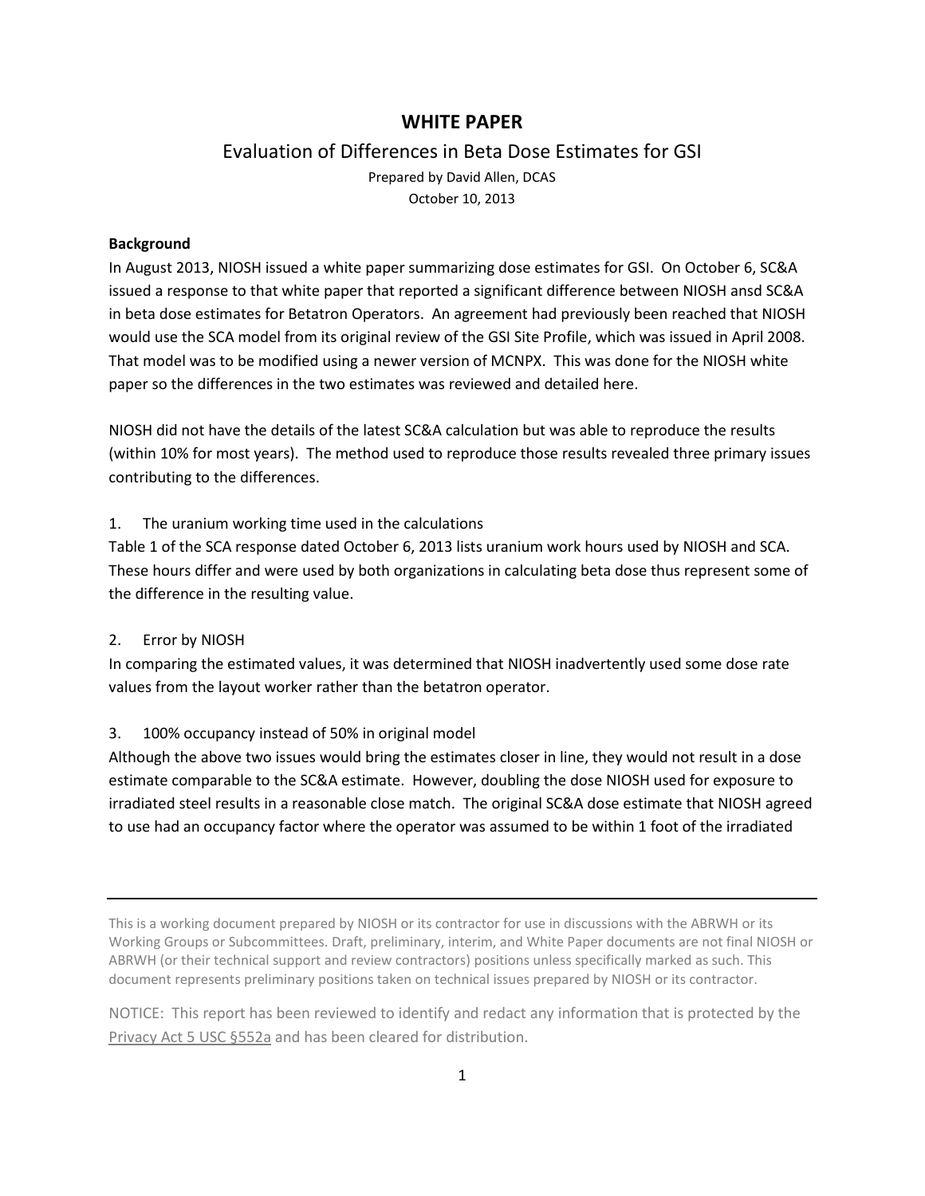# WHITE PAPER

## Evaluation of Differences in Beta Dose Estimates for GSI

Prepared by David Allen, DCAS
October 10, 2013

**Background**

In August 2013, NIOSH issued a white paper summarizing dose estimates for GSI. On October 6, SC&A issued a response to that white paper that reported a significant difference between NIOSH ansd SC&A in beta dose estimates for Betatron Operators. An agreement had previously been reached that NIOSH would use the SCA model from its original review of the GSI Site Profile, which was issued in April 2008. That model was to be modified using a newer version of MCNPX. This was done for the NIOSH white paper so the differences in the two estimates was reviewed and detailed here.

NIOSH did not have the details of the latest SC&A calculation but was able to reproduce the results (within 10% for most years). The method used to reproduce those results revealed three primary issues contributing to the differences.

1. The uranium working time used in the calculations

Table 1 of the SCA response dated October 6, 2013 lists uranium work hours used by NIOSH and SCA. These hours differ and were used by both organizations in calculating beta dose thus represent some of the difference in the resulting value.

2. Error by NIOSH

In comparing the estimated values, it was determined that NIOSH inadvertently used some dose rate values from the layout worker rather than the betatron operator.

3. 100% occupancy instead of 50% in original model

Although the above two issues would bring the estimates closer in line, they would not result in a dose estimate comparable to the SC&A estimate. However, doubling the dose NIOSH used for exposure to irradiated steel results in a reasonable close match. The original SC&A dose estimate that NIOSH agreed to use had an occupancy factor where the operator was assumed to be within 1 foot of the irradiated

---

This is a working document prepared by NIOSH or its contractor for use in discussions with the ABRWH or its Working Groups or Subcommittees. Draft, preliminary, interim, and White Paper documents are not final NIOSH or ABRWH (or their technical support and review contractors) positions unless specifically marked as such. This document represents preliminary positions taken on technical issues prepared by NIOSH or its contractor.

NOTICE: This report has been reviewed to identify and redact any information that is protected by the Privacy Act 5 USC §552a and has been cleared for distribution.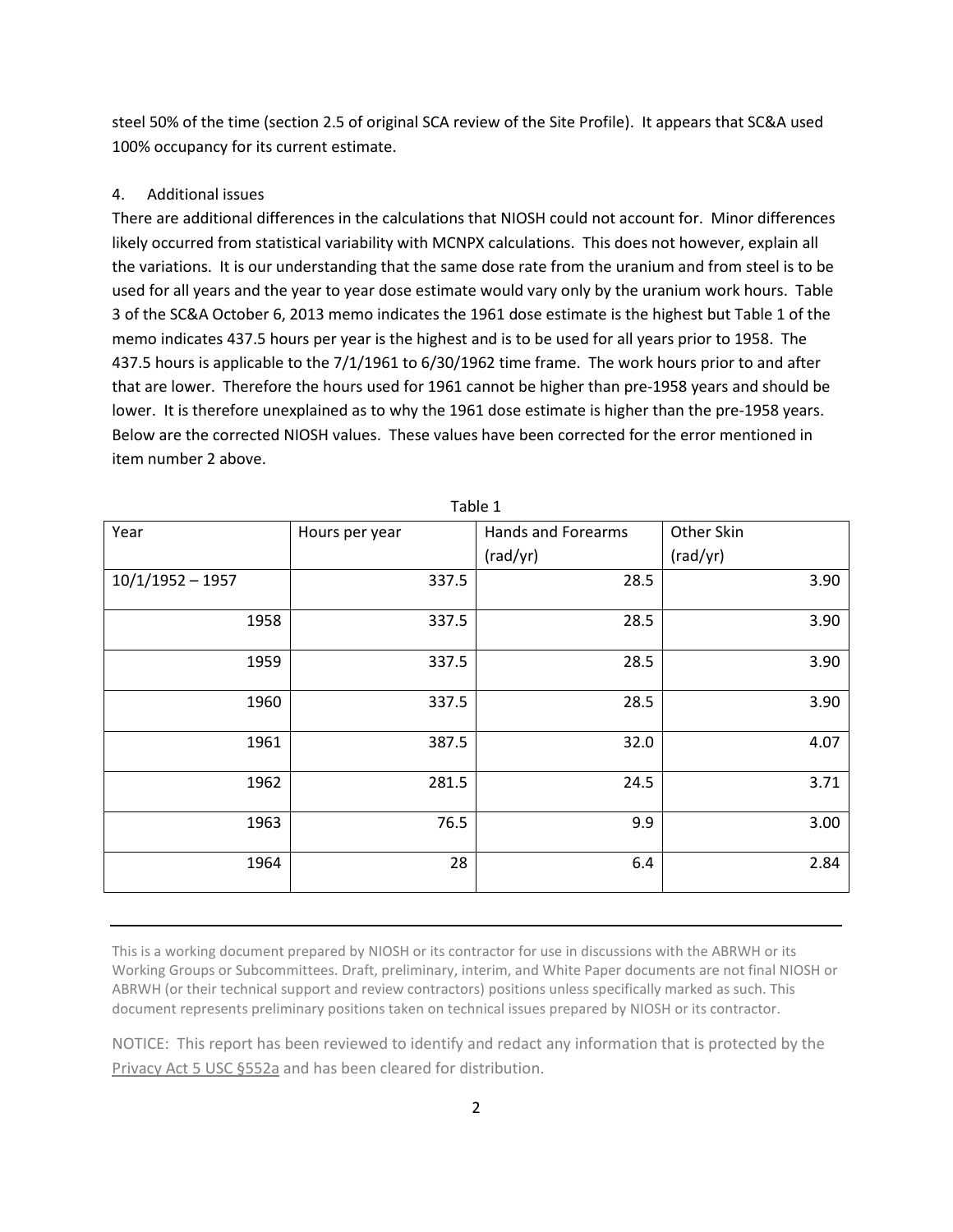steel 50% of the time (section 2.5 of original SCA review of the Site Profile). It appears that SC&A used 100% occupancy for its current estimate.

4. Additional issues

There are additional differences in the calculations that NIOSH could not account for. Minor differences likely occurred from statistical variability with MCNPX calculations. This does not however, explain all the variations. It is our understanding that the same dose rate from the uranium and from steel is to be used for all years and the year to year dose estimate would vary only by the uranium work hours. Table 3 of the SC&A October 6, 2013 memo indicates the 1961 dose estimate is the highest but Table 1 of the memo indicates 437.5 hours per year is the highest and is to be used for all years prior to 1958. The 437.5 hours is applicable to the 7/1/1961 to 6/30/1962 time frame. The work hours prior to and after that are lower. Therefore the hours used for 1961 cannot be higher than pre-1958 years and should be lower. It is therefore unexplained as to why the 1961 dose estimate is higher than the pre-1958 years. Below are the corrected NIOSH values. These values have been corrected for the error mentioned in item number 2 above.

Table 1

| Year | Hours per year | Hands and Forearms (rad/yr) | Other Skin (rad/yr) |
|---|---|---|---|
| 10/1/1952 – 1957 | 337.5 | 28.5 | 3.90 |
| 1958 | 337.5 | 28.5 | 3.90 |
| 1959 | 337.5 | 28.5 | 3.90 |
| 1960 | 337.5 | 28.5 | 3.90 |
| 1961 | 387.5 | 32.0 | 4.07 |
| 1962 | 281.5 | 24.5 | 3.71 |
| 1963 | 76.5 | 9.9 | 3.00 |
| 1964 | 28 | 6.4 | 2.84 |

This is a working document prepared by NIOSH or its contractor for use in discussions with the ABRWH or its Working Groups or Subcommittees. Draft, preliminary, interim, and White Paper documents are not final NIOSH or ABRWH (or their technical support and review contractors) positions unless specifically marked as such. This document represents preliminary positions taken on technical issues prepared by NIOSH or its contractor.

NOTICE: This report has been reviewed to identify and redact any information that is protected by the Privacy Act 5 USC §552a and has been cleared for distribution.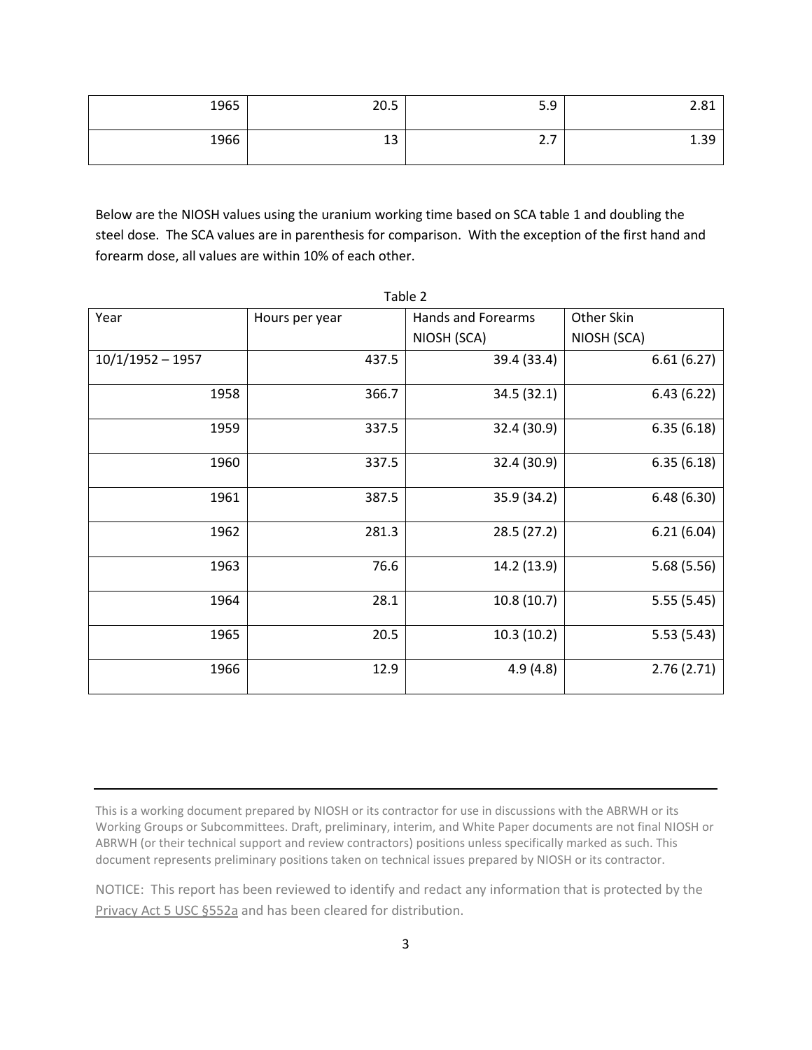| | | | |
|---|---|---|---|
| 1965 | 20.5 | 5.9 | 2.81 |
| 1966 | 13 | 2.7 | 1.39 |

Below are the NIOSH values using the uranium working time based on SCA table 1 and doubling the steel dose. The SCA values are in parenthesis for comparison. With the exception of the first hand and forearm dose, all values are within 10% of each other.

Table 2

| Year | Hours per year | Hands and Forearms NIOSH (SCA) | Other Skin NIOSH (SCA) |
|---|---|---|---|
| 10/1/1952 – 1957 | 437.5 | 39.4 (33.4) | 6.61 (6.27) |
| 1958 | 366.7 | 34.5 (32.1) | 6.43 (6.22) |
| 1959 | 337.5 | 32.4 (30.9) | 6.35 (6.18) |
| 1960 | 337.5 | 32.4 (30.9) | 6.35 (6.18) |
| 1961 | 387.5 | 35.9 (34.2) | 6.48 (6.30) |
| 1962 | 281.3 | 28.5 (27.2) | 6.21 (6.04) |
| 1963 | 76.6 | 14.2 (13.9) | 5.68 (5.56) |
| 1964 | 28.1 | 10.8 (10.7) | 5.55 (5.45) |
| 1965 | 20.5 | 10.3 (10.2) | 5.53 (5.43) |
| 1966 | 12.9 | 4.9 (4.8) | 2.76 (2.71) |

This is a working document prepared by NIOSH or its contractor for use in discussions with the ABRWH or its Working Groups or Subcommittees. Draft, preliminary, interim, and White Paper documents are not final NIOSH or ABRWH (or their technical support and review contractors) positions unless specifically marked as such. This document represents preliminary positions taken on technical issues prepared by NIOSH or its contractor.

NOTICE: This report has been reviewed to identify and redact any information that is protected by the Privacy Act 5 USC §552a and has been cleared for distribution.